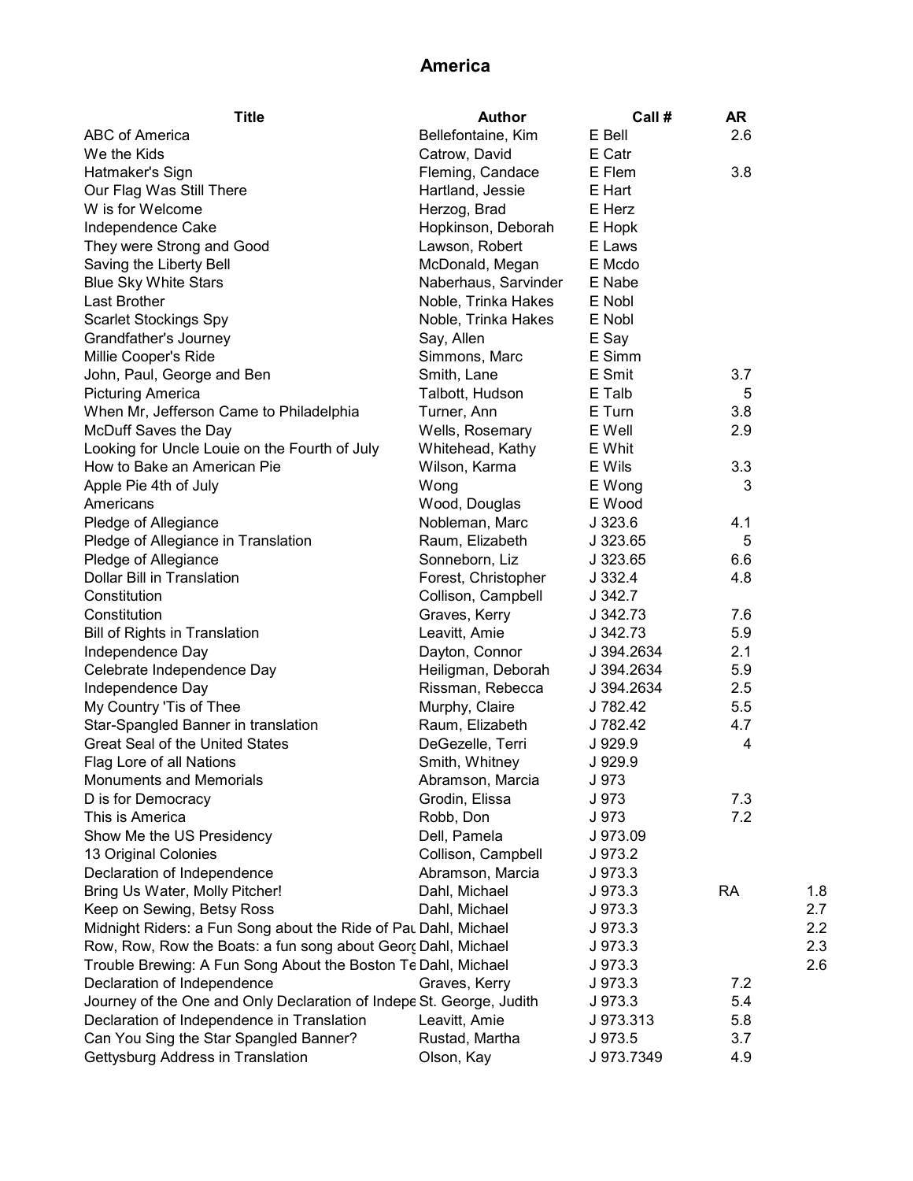# America

| Title | Author | Call # | AR | |
|---|---|---|---|---|
| ABC of America | Bellefontaine, Kim | E Bell | 2.6 | |
| We the Kids | Catrow, David | E Catr | | |
| Hatmaker's Sign | Fleming, Candace | E Flem | 3.8 | |
| Our Flag Was Still There | Hartland, Jessie | E Hart | | |
| W is for Welcome | Herzog, Brad | E Herz | | |
| Independence Cake | Hopkinson, Deborah | E Hopk | | |
| They were Strong and Good | Lawson, Robert | E Laws | | |
| Saving the Liberty Bell | McDonald, Megan | E Mcdo | | |
| Blue Sky White Stars | Naberhaus, Sarvinder | E Nabe | | |
| Last Brother | Noble, Trinka Hakes | E Nobl | | |
| Scarlet Stockings Spy | Noble, Trinka Hakes | E Nobl | | |
| Grandfather's Journey | Say, Allen | E Say | | |
| Millie Cooper's Ride | Simmons, Marc | E Simm | | |
| John, Paul, George and Ben | Smith, Lane | E Smit | 3.7 | |
| Picturing America | Talbott, Hudson | E Talb | 5 | |
| When Mr, Jefferson Came to Philadelphia | Turner, Ann | E Turn | 3.8 | |
| McDuff Saves the Day | Wells, Rosemary | E Well | 2.9 | |
| Looking for Uncle Louie on the Fourth of July | Whitehead, Kathy | E Whit | | |
| How to Bake an American Pie | Wilson, Karma | E Wils | 3.3 | |
| Apple Pie 4th of July | Wong | E Wong | 3 | |
| Americans | Wood, Douglas | E Wood | | |
| Pledge of Allegiance | Nobleman, Marc | J 323.6 | 4.1 | |
| Pledge of Allegiance in Translation | Raum, Elizabeth | J 323.65 | 5 | |
| Pledge of Allegiance | Sonneborn, Liz | J 323.65 | 6.6 | |
| Dollar Bill in Translation | Forest, Christopher | J 332.4 | 4.8 | |
| Constitution | Collison, Campbell | J 342.7 | | |
| Constitution | Graves, Kerry | J 342.73 | 7.6 | |
| Bill of Rights in Translation | Leavitt, Amie | J 342.73 | 5.9 | |
| Independence Day | Dayton, Connor | J 394.2634 | 2.1 | |
| Celebrate Independence Day | Heiligman, Deborah | J 394.2634 | 5.9 | |
| Independence Day | Rissman, Rebecca | J 394.2634 | 2.5 | |
| My Country 'Tis of Thee | Murphy, Claire | J 782.42 | 5.5 | |
| Star-Spangled Banner in translation | Raum, Elizabeth | J 782.42 | 4.7 | |
| Great Seal of the United States | DeGezelle, Terri | J 929.9 | 4 | |
| Flag Lore of all Nations | Smith, Whitney | J 929.9 | | |
| Monuments and Memorials | Abramson, Marcia | J 973 | | |
| D is for Democracy | Grodin, Elissa | J 973 | 7.3 | |
| This is America | Robb, Don | J 973 | 7.2 | |
| Show Me the US Presidency | Dell, Pamela | J 973.09 | | |
| 13 Original Colonies | Collison, Campbell | J 973.2 | | |
| Declaration of Independence | Abramson, Marcia | J 973.3 | | |
| Bring Us Water, Molly Pitcher! | Dahl, Michael | J 973.3 | RA | 1.8 |
| Keep on Sewing, Betsy Ross | Dahl, Michael | J 973.3 | | 2.7 |
| Midnight Riders: a Fun Song about the Ride of Pau | Dahl, Michael | J 973.3 | | 2.2 |
| Row, Row, Row the Boats: a fun song about Georg | Dahl, Michael | J 973.3 | | 2.3 |
| Trouble Brewing: A Fun Song About the Boston Te | Dahl, Michael | J 973.3 | | 2.6 |
| Declaration of Independence | Graves, Kerry | J 973.3 | 7.2 | |
| Journey of the One and Only Declaration of Indepe | St. George, Judith | J 973.3 | 5.4 | |
| Declaration of Independence in Translation | Leavitt, Amie | J 973.313 | 5.8 | |
| Can You Sing the Star Spangled Banner? | Rustad, Martha | J 973.5 | 3.7 | |
| Gettysburg Address in Translation | Olson, Kay | J 973.7349 | 4.9 | |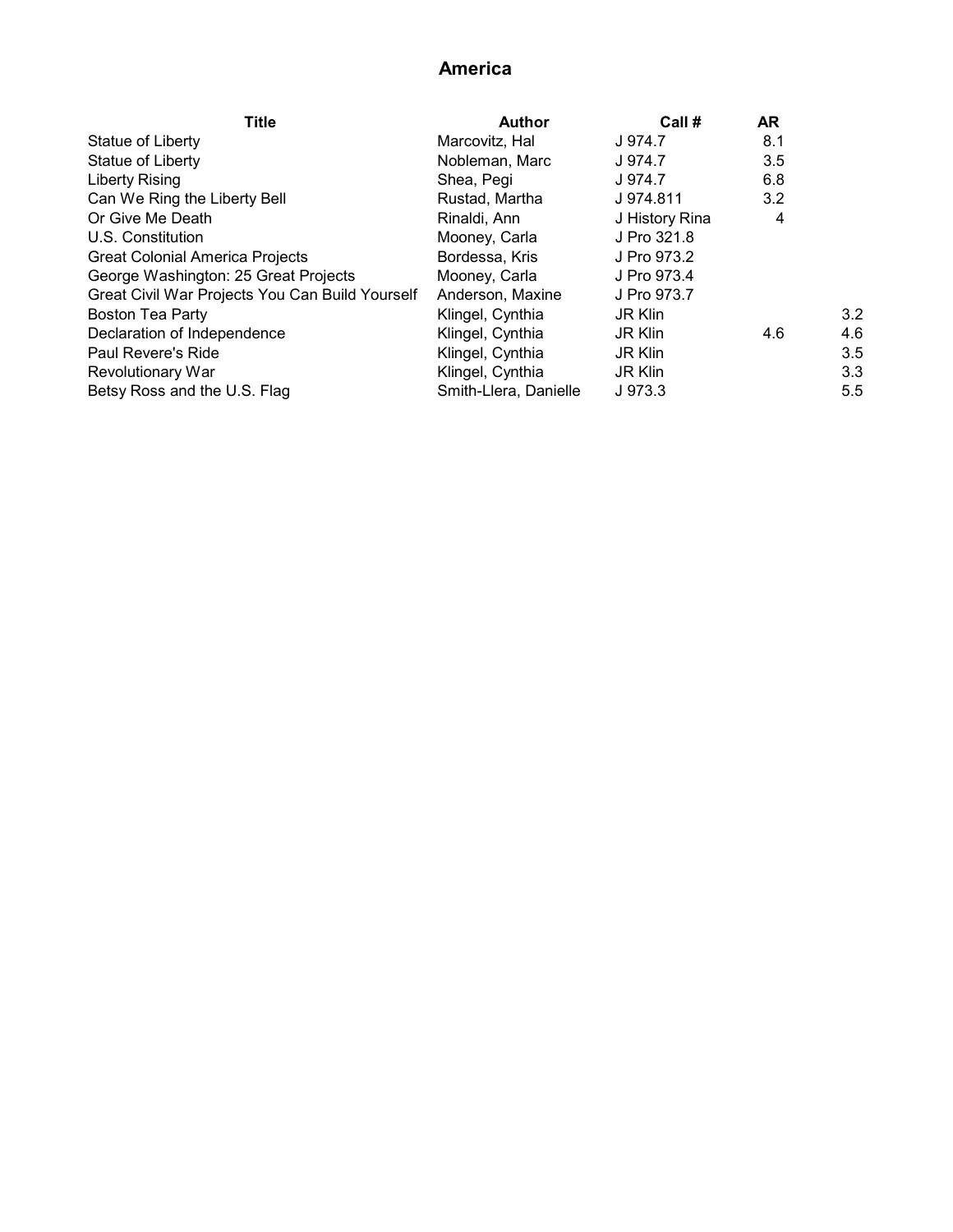## America

| Title | Author | Call # | AR | |
|---|---|---|---|---|
| Statue of Liberty | Marcovitz, Hal | J 974.7 | 8.1 | |
| Statue of Liberty | Nobleman, Marc | J 974.7 | 3.5 | |
| Liberty Rising | Shea, Pegi | J 974.7 | 6.8 | |
| Can We Ring the Liberty Bell | Rustad, Martha | J 974.811 | 3.2 | |
| Or Give Me Death | Rinaldi, Ann | J History Rina | 4 | |
| U.S. Constitution | Mooney, Carla | J Pro 321.8 | | |
| Great Colonial America Projects | Bordessa, Kris | J Pro 973.2 | | |
| George Washington: 25 Great Projects | Mooney, Carla | J Pro 973.4 | | |
| Great Civil War Projects You Can Build Yourself | Anderson, Maxine | J Pro 973.7 | | |
| Boston Tea Party | Klingel, Cynthia | JR Klin | | 3.2 |
| Declaration of Independence | Klingel, Cynthia | JR Klin | 4.6 | 4.6 |
| Paul Revere's Ride | Klingel, Cynthia | JR Klin | | 3.5 |
| Revolutionary War | Klingel, Cynthia | JR Klin | | 3.3 |
| Betsy Ross and the U.S. Flag | Smith-Llera, Danielle | J 973.3 | | 5.5 |